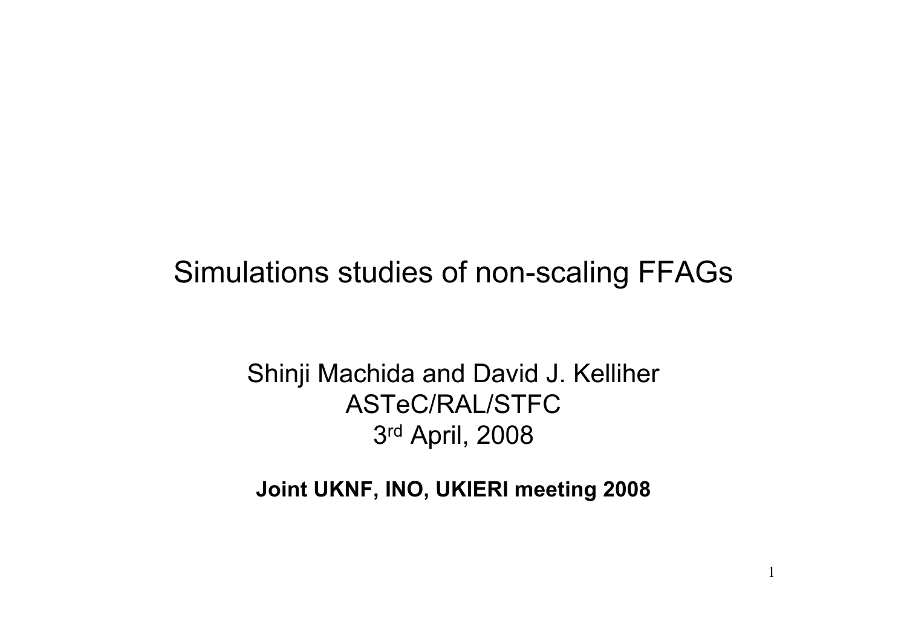# Simulations studies of non-scaling FFAGs

Shinji Machida and David J. Kelliher
ASTeC/RAL/STFC
3rd April, 2008

**Joint UKNF, INO, UKIERI meeting 2008**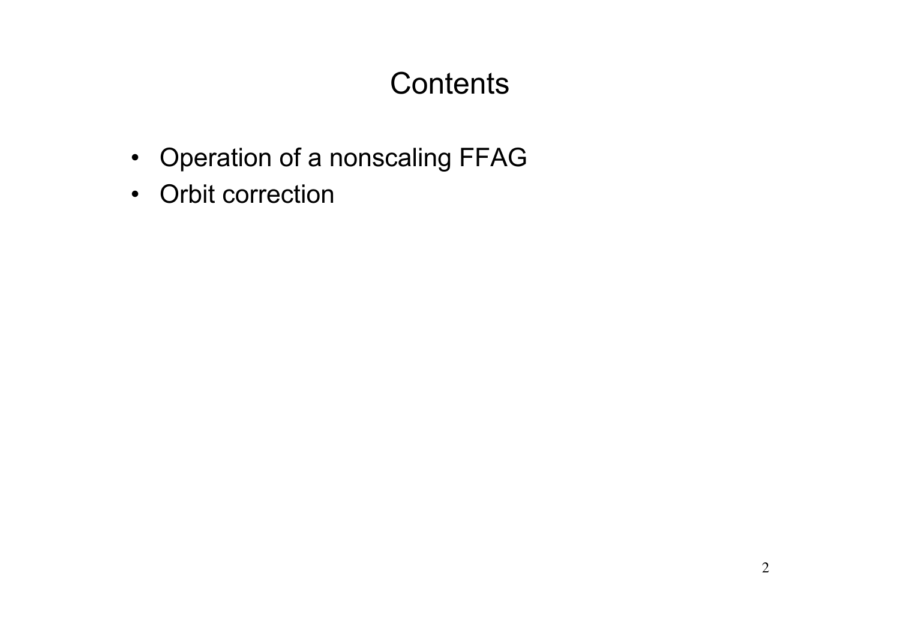# Contents

- Operation of a nonscaling FFAG
- Orbit correction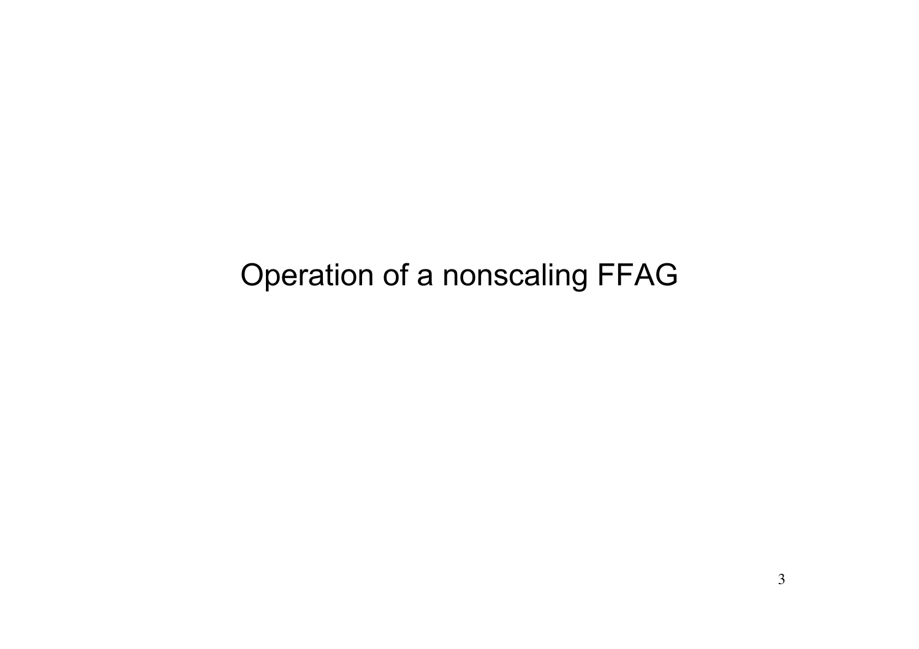# Operation of a nonscaling FFAG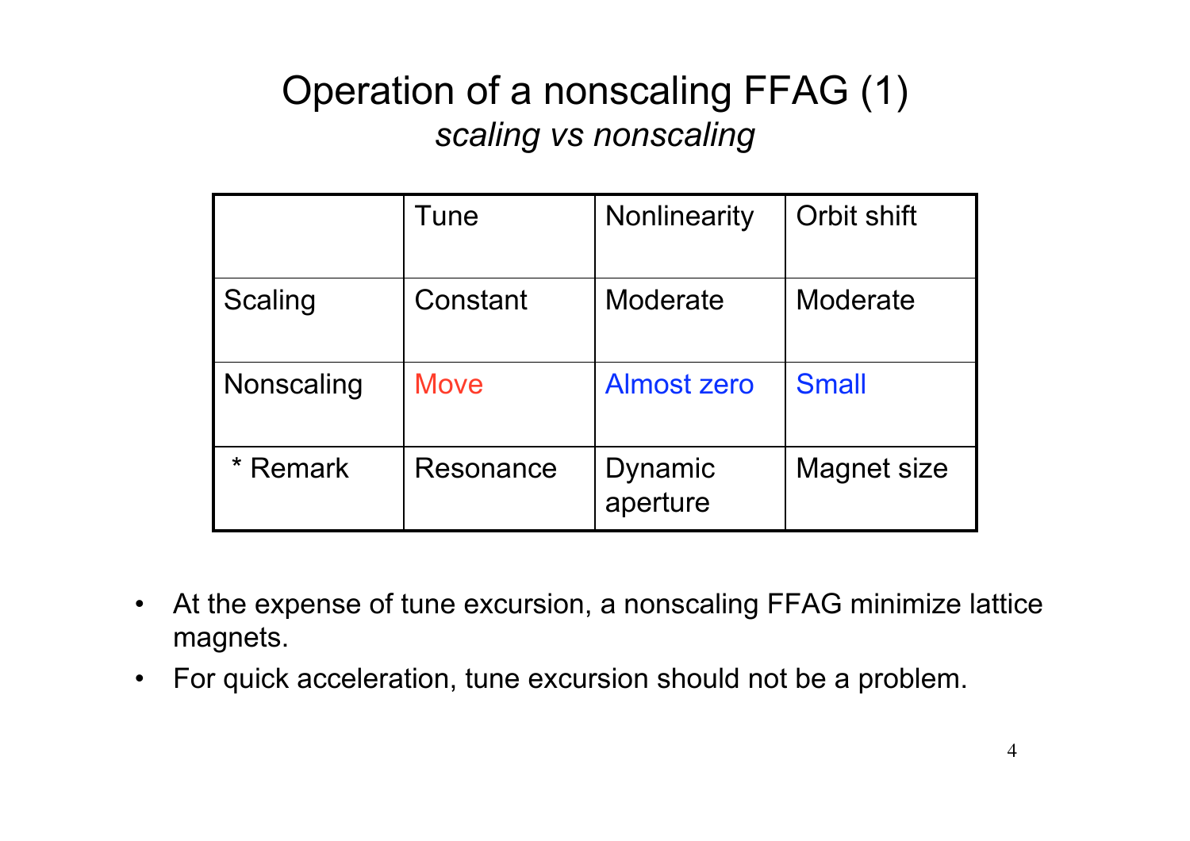# Operation of a nonscaling FFAG (1)

*scaling vs nonscaling*

| | Tune | Nonlinearity | Orbit shift |
|---|---|---|---|
| Scaling | Constant | Moderate | Moderate |
| Nonscaling | Move | Almost zero | Small |
| * Remark | Resonance | Dynamic aperture | Magnet size |

- At the expense of tune excursion, a nonscaling FFAG minimize lattice magnets.
- For quick acceleration, tune excursion should not be a problem.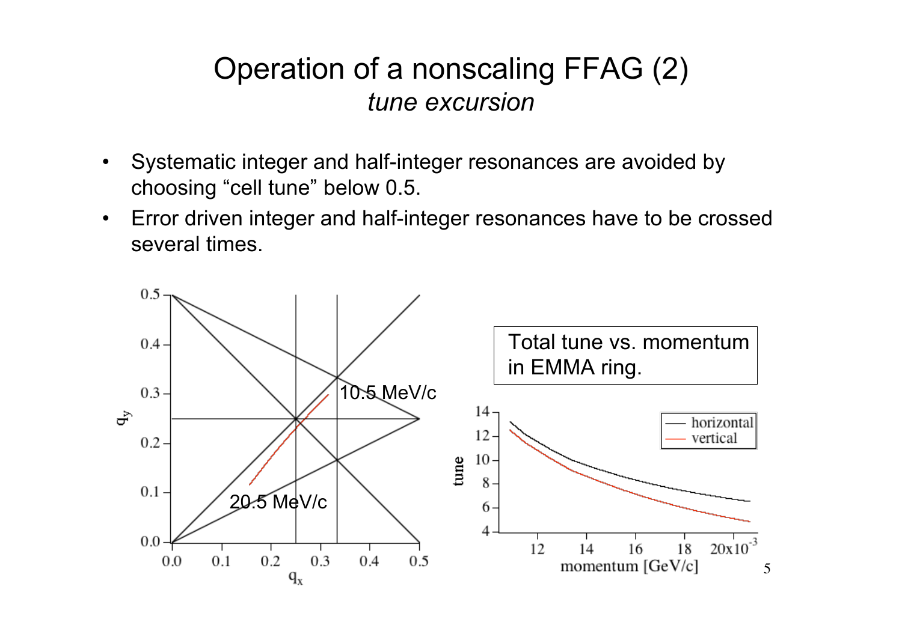# Operation of a nonscaling FFAG (2)

*tune excursion*

- Systematic integer and half-integer resonances are avoided by choosing "cell tune" below 0.5.
- Error driven integer and half-integer resonances have to be crossed several times.

Total tune vs. momentum in EMMA ring.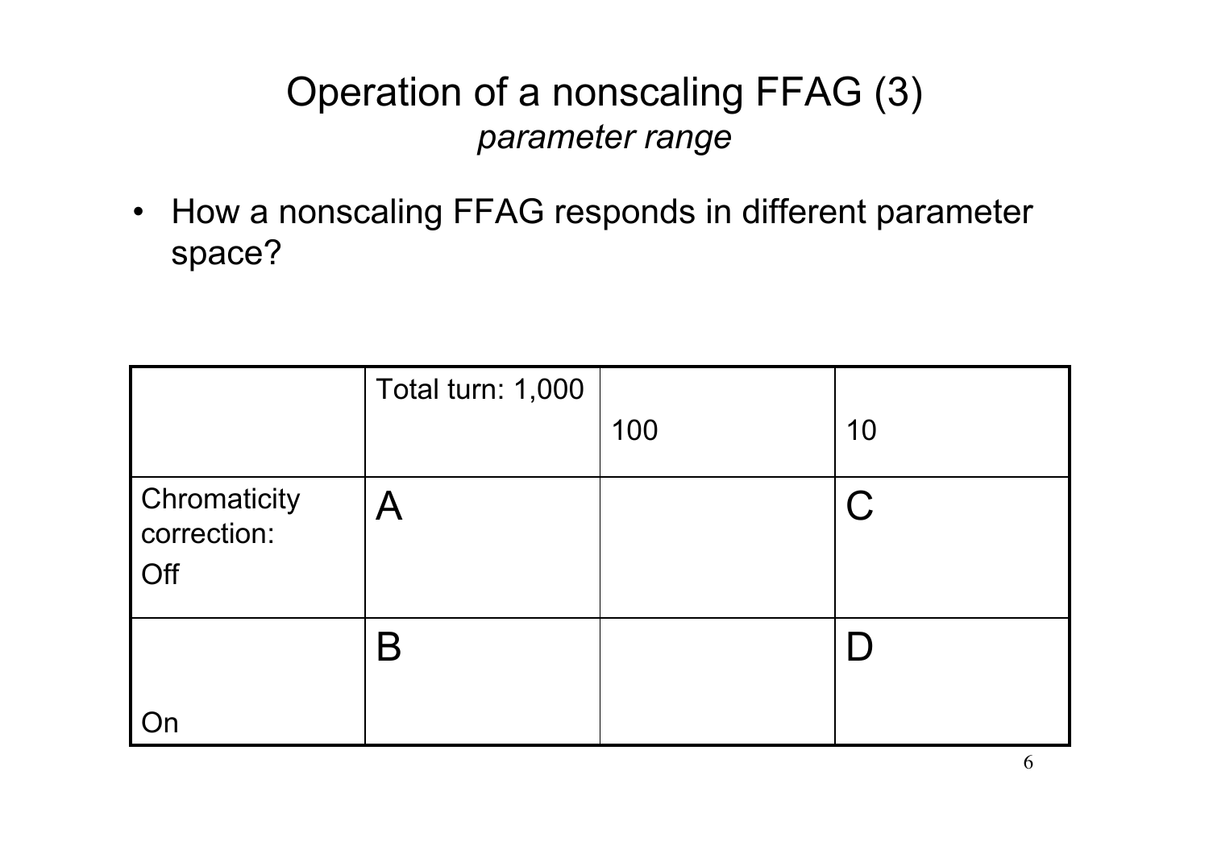# Operation of a nonscaling FFAG (3)

*parameter range*

- How a nonscaling FFAG responds in different parameter space?

| | Total turn: 1,000 | 100 | 10 |
|---|---|---|---|
| Chromaticity correction: Off | A | | C |
| On | B | | D |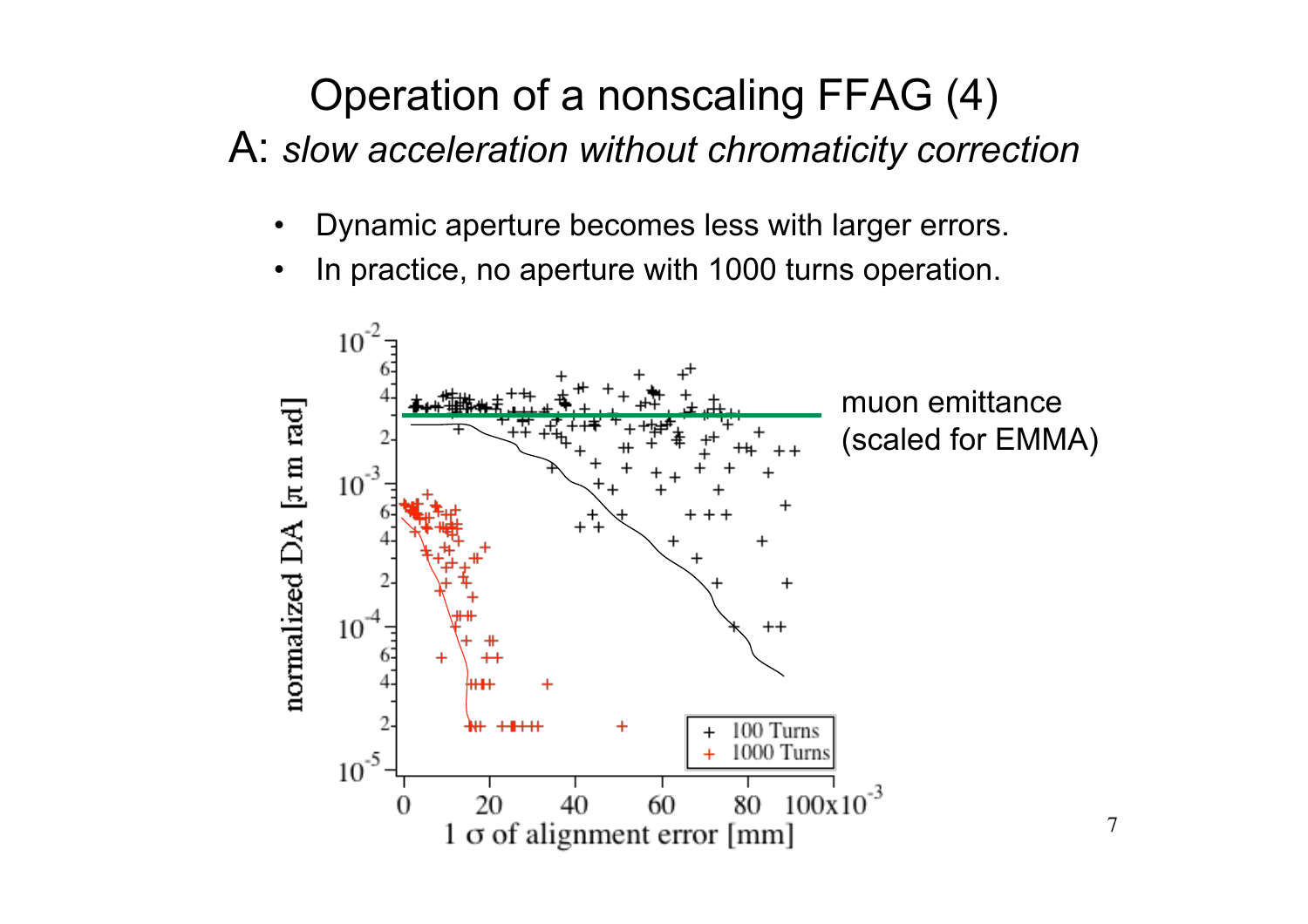# Operation of a nonscaling FFAG (4)

## A: *slow acceleration without chromaticity correction*

- Dynamic aperture becomes less with larger errors.
- In practice, no aperture with 1000 turns operation.

muon emittance (scaled for EMMA)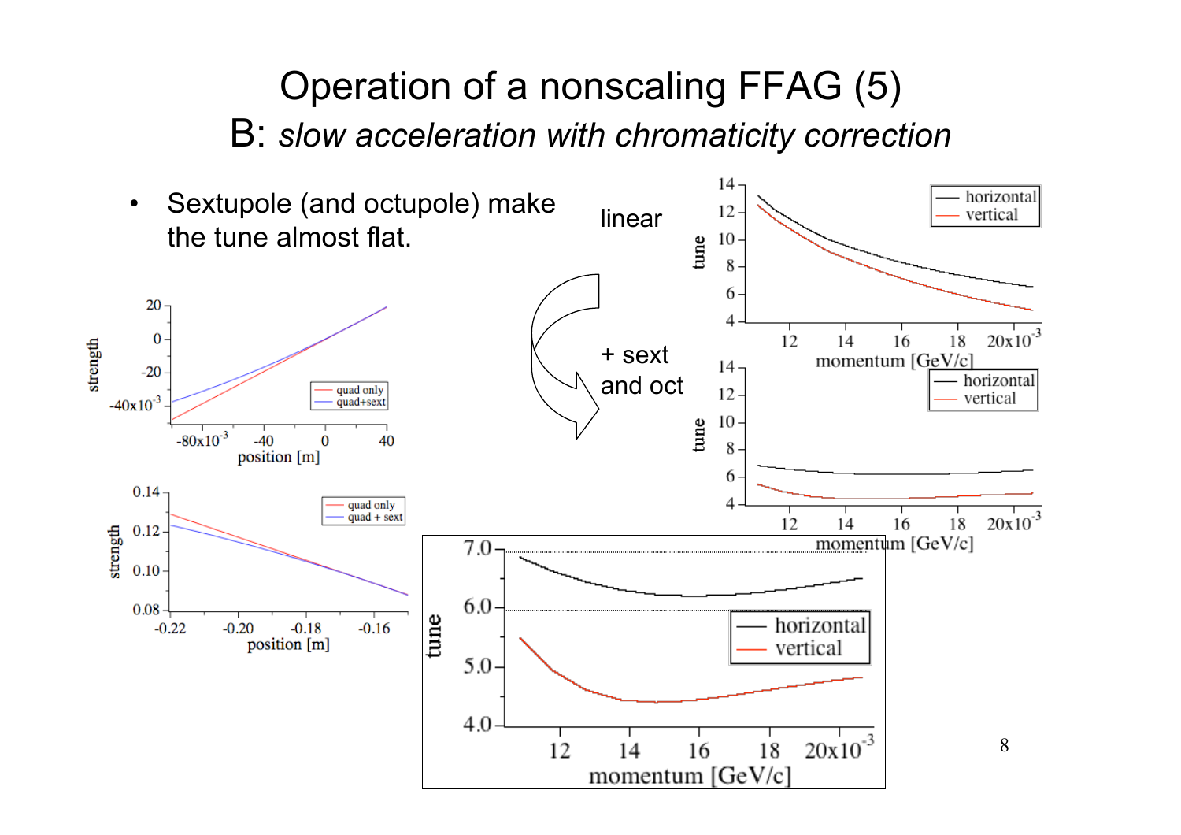# Operation of a nonscaling FFAG (5)

## B: *slow acceleration with chromaticity correction*

- Sextupole (and octupole) make the tune almost flat.

linear

+ sext and oct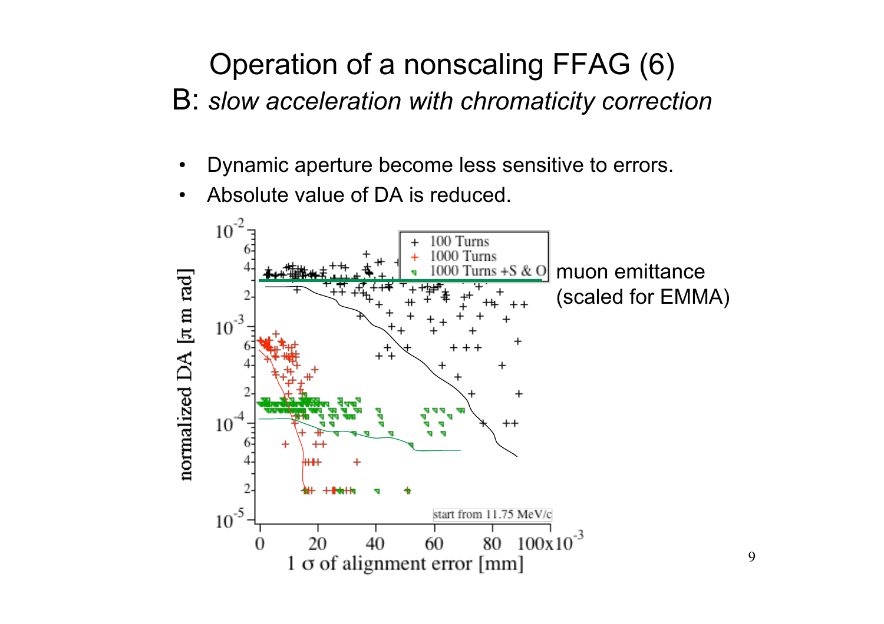# Operation of a nonscaling FFAG (6)

## B: *slow acceleration with chromaticity correction*

- Dynamic aperture become less sensitive to errors.
- Absolute value of DA is reduced.

muon emittance (scaled for EMMA)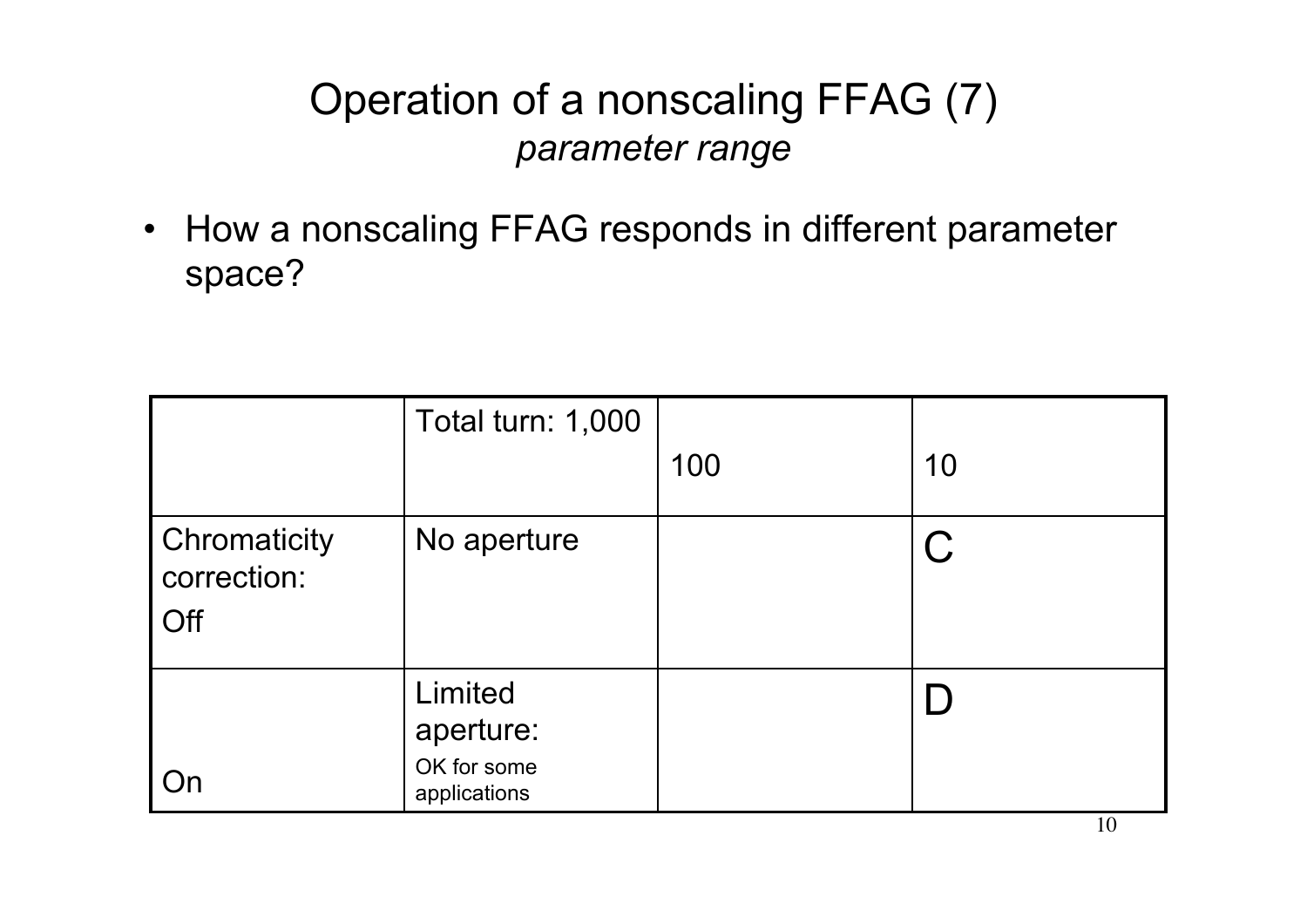# Operation of a nonscaling FFAG (7)

*parameter range*

- How a nonscaling FFAG responds in different parameter space?

| | Total turn: 1,000 | 100 | 10 |
|---|---|---|---|
| Chromaticity correction: Off | No aperture | | C |
| On | Limited aperture: OK for some applications | | D |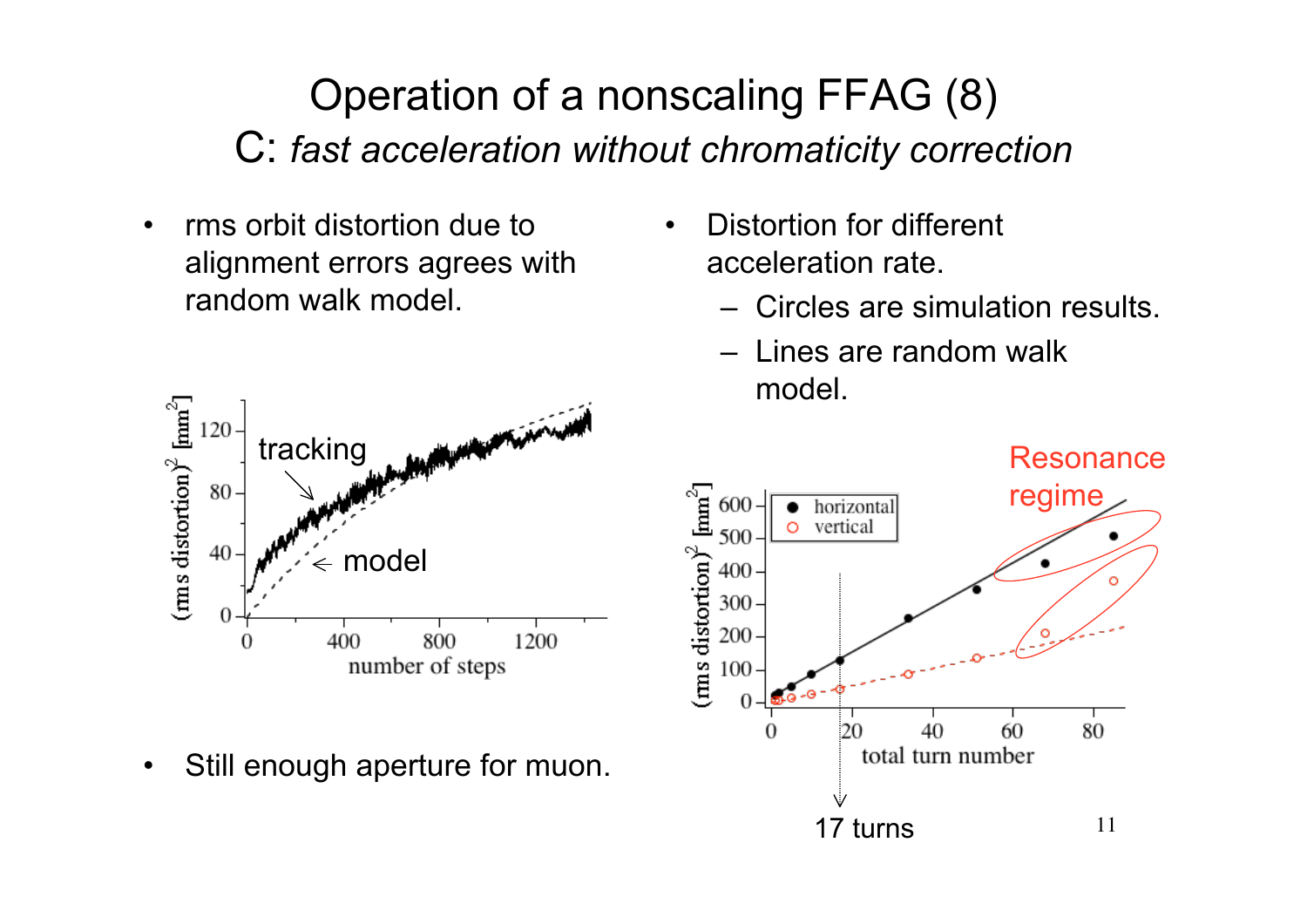# Operation of a nonscaling FFAG (8)

## C: *fast acceleration without chromaticity correction*

- rms orbit distortion due to alignment errors agrees with random walk model.

- Distortion for different acceleration rate.
  - Circles are simulation results.
  - Lines are random walk model.

- Still enough aperture for muon.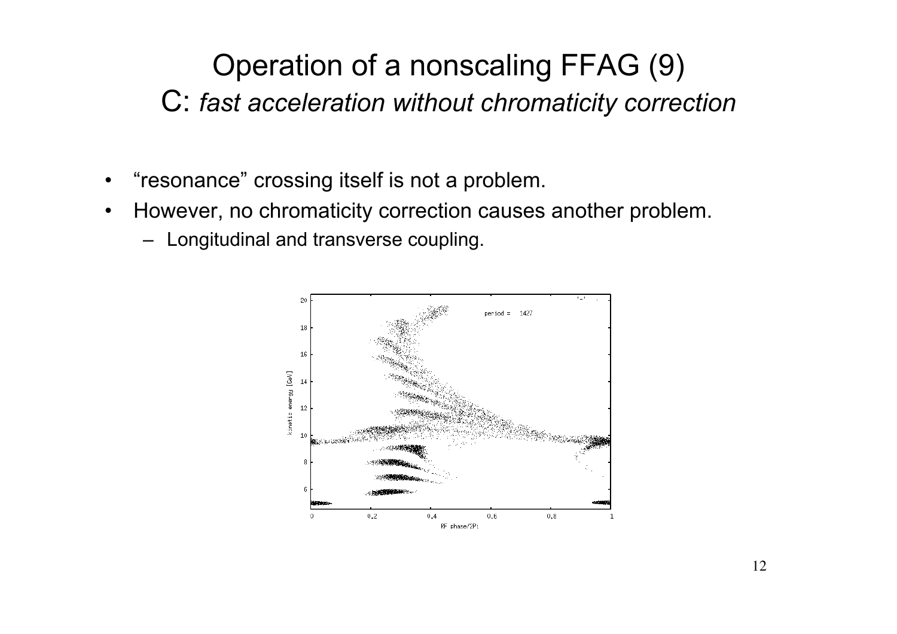# Operation of a nonscaling FFAG (9)

## C: *fast acceleration without chromaticity correction*

- “resonance” crossing itself is not a problem.
- However, no chromaticity correction causes another problem.
  - Longitudinal and transverse coupling.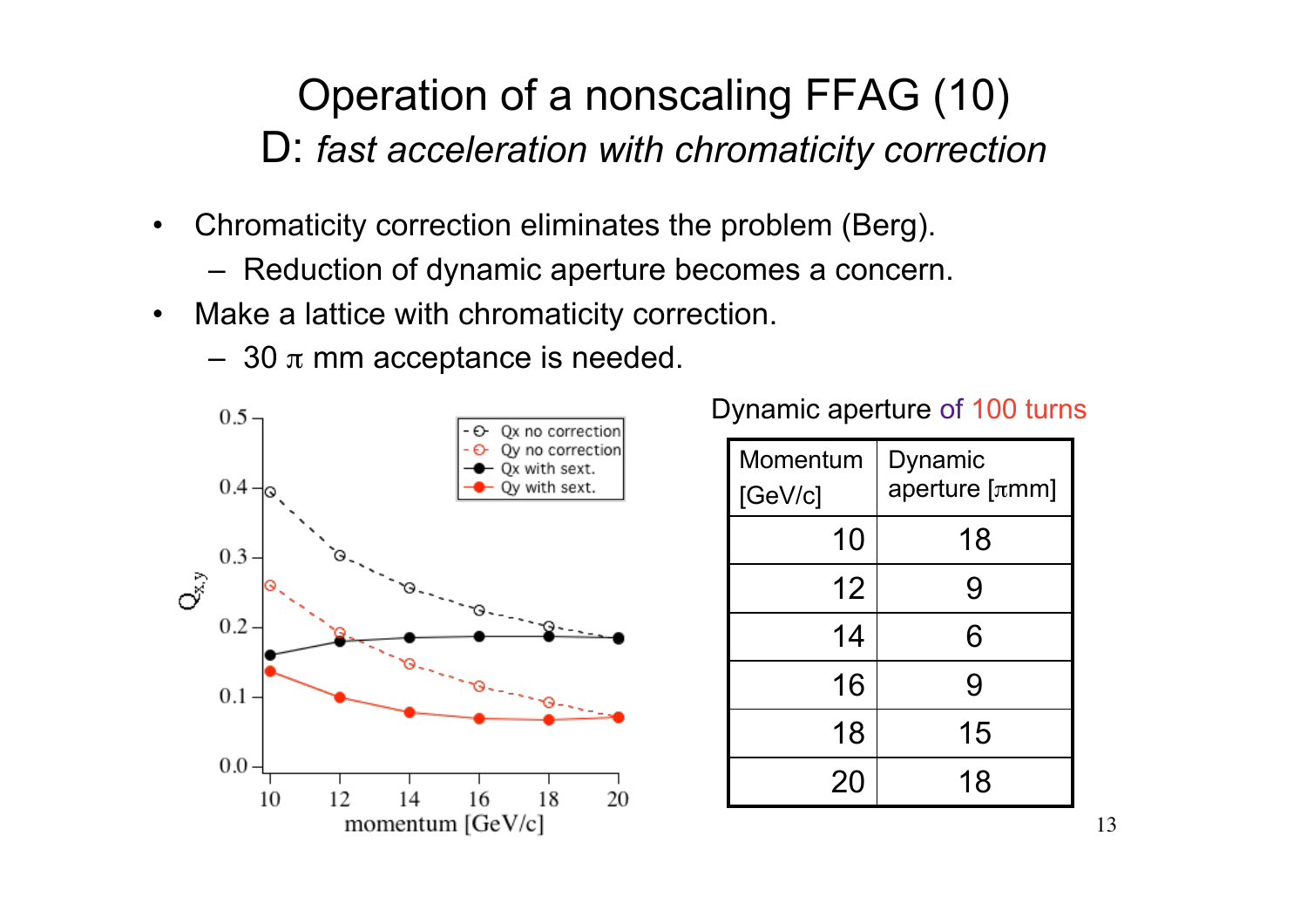# Operation of a nonscaling FFAG (10)

## D: *fast acceleration with chromaticity correction*

- Chromaticity correction eliminates the problem (Berg).
  - Reduction of dynamic aperture becomes a concern.
- Make a lattice with chromaticity correction.
  - 30 $\pi$ mm acceptance is needed.

Dynamic aperture of 100 turns

| Momentum [GeV/c] | Dynamic aperture [$\pi$mm] |
|---|---|
| 10 | 18 |
| 12 | 9 |
| 14 | 6 |
| 16 | 9 |
| 18 | 15 |
| 20 | 18 |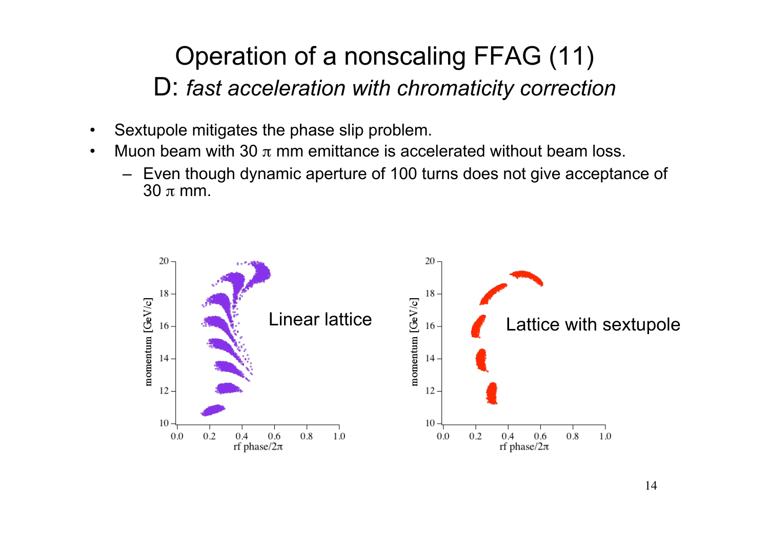# Operation of a nonscaling FFAG (11)

## D: *fast acceleration with chromaticity correction*

- Sextupole mitigates the phase slip problem.
- Muon beam with 30 $\pi$ mm emittance is accelerated without beam loss.
  - Even though dynamic aperture of 100 turns does not give acceptance of 30 $\pi$ mm.

Linear lattice

Lattice with sextupole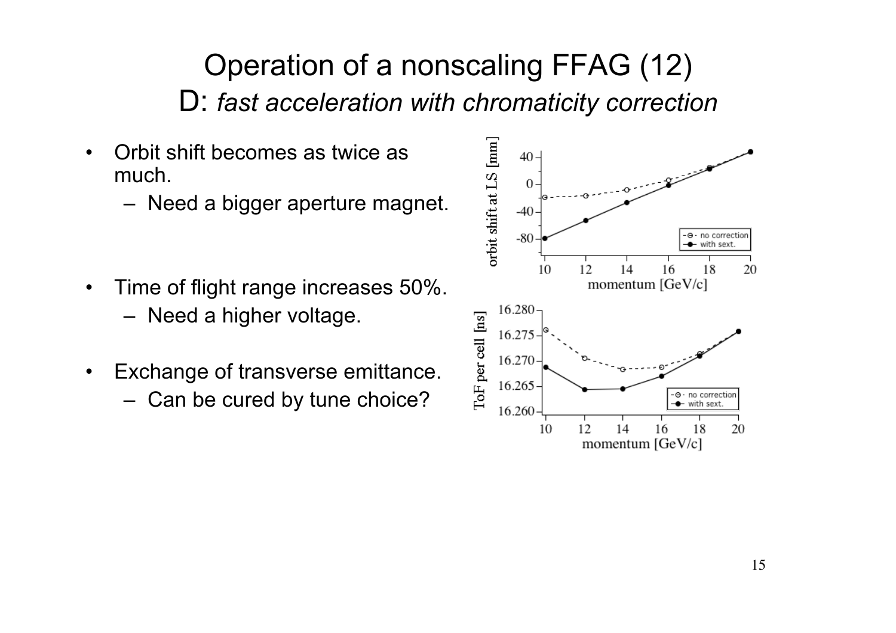# Operation of a nonscaling FFAG (12)

## D: *fast acceleration with chromaticity correction*

- Orbit shift becomes as twice as much.
  - Need a bigger aperture magnet.
- Time of flight range increases 50%.
  - Need a higher voltage.
- Exchange of transverse emittance.
  - Can be cured by tune choice?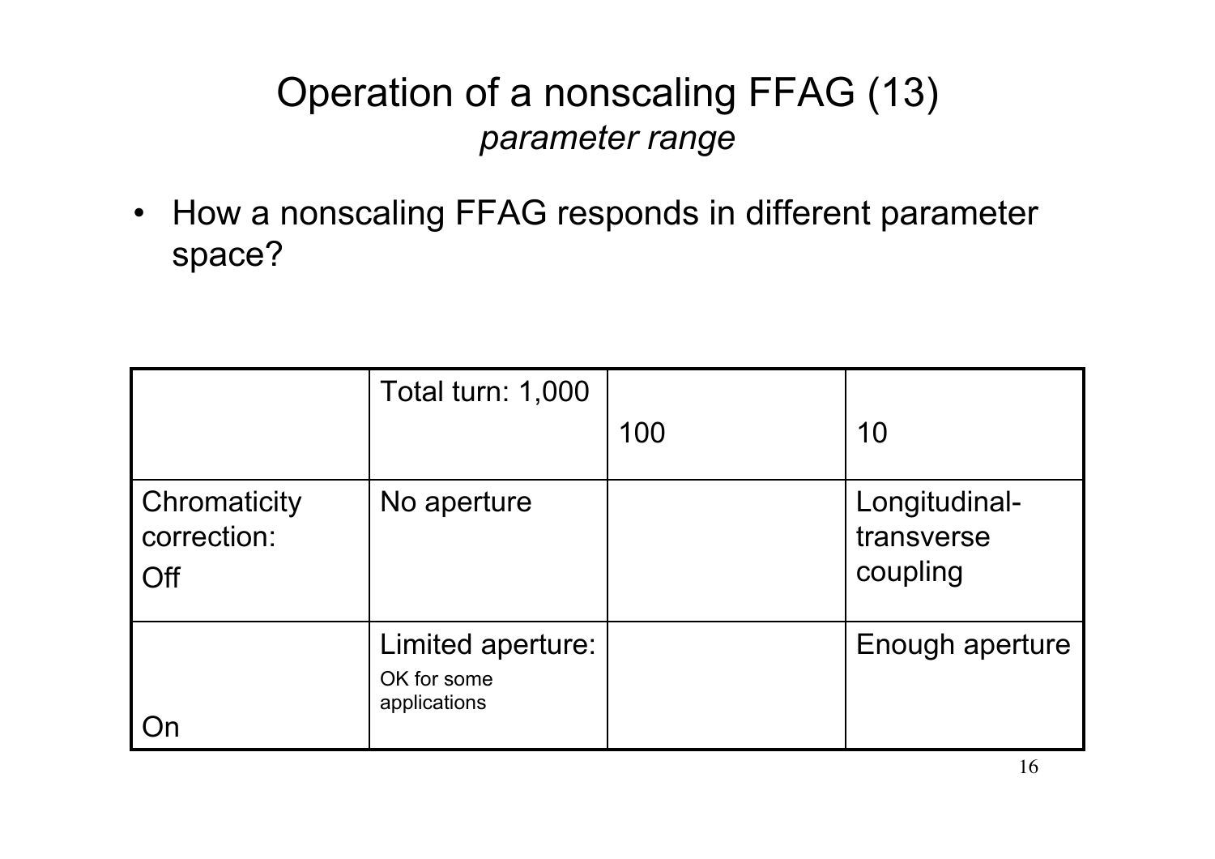# Operation of a nonscaling FFAG (13)

## *parameter range*

- How a nonscaling FFAG responds in different parameter space?

| | Total turn: 1,000 | 100 | 10 |
|---|---|---|---|
| Chromaticity correction: Off | No aperture | | Longitudinal-transverse coupling |
| On | Limited aperture: OK for some applications | | Enough aperture |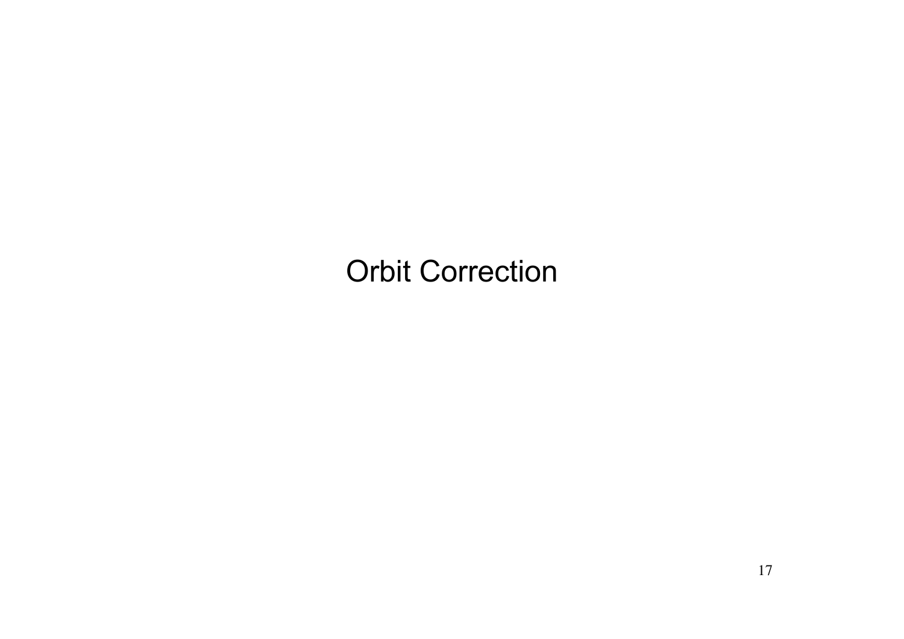# Orbit Correction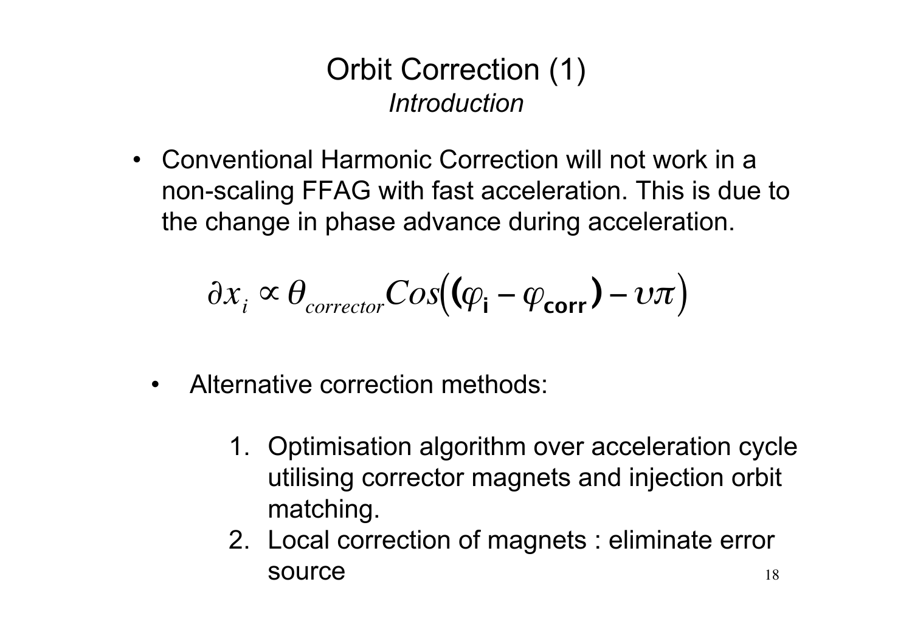# Orbit Correction (1)

*Introduction*

- Conventional Harmonic Correction will not work in a non-scaling FFAG with fast acceleration. This is due to the change in phase advance during acceleration.

$$\partial x_i \propto \theta_{corrector} Cos\left( (\varphi_{\mathbf{i}} - \varphi_{\mathbf{corr}}) - \upsilon\pi \right)$$

- Alternative correction methods:

  1. Optimisation algorithm over acceleration cycle utilising corrector magnets and injection orbit matching.
  2. Local correction of magnets : eliminate error source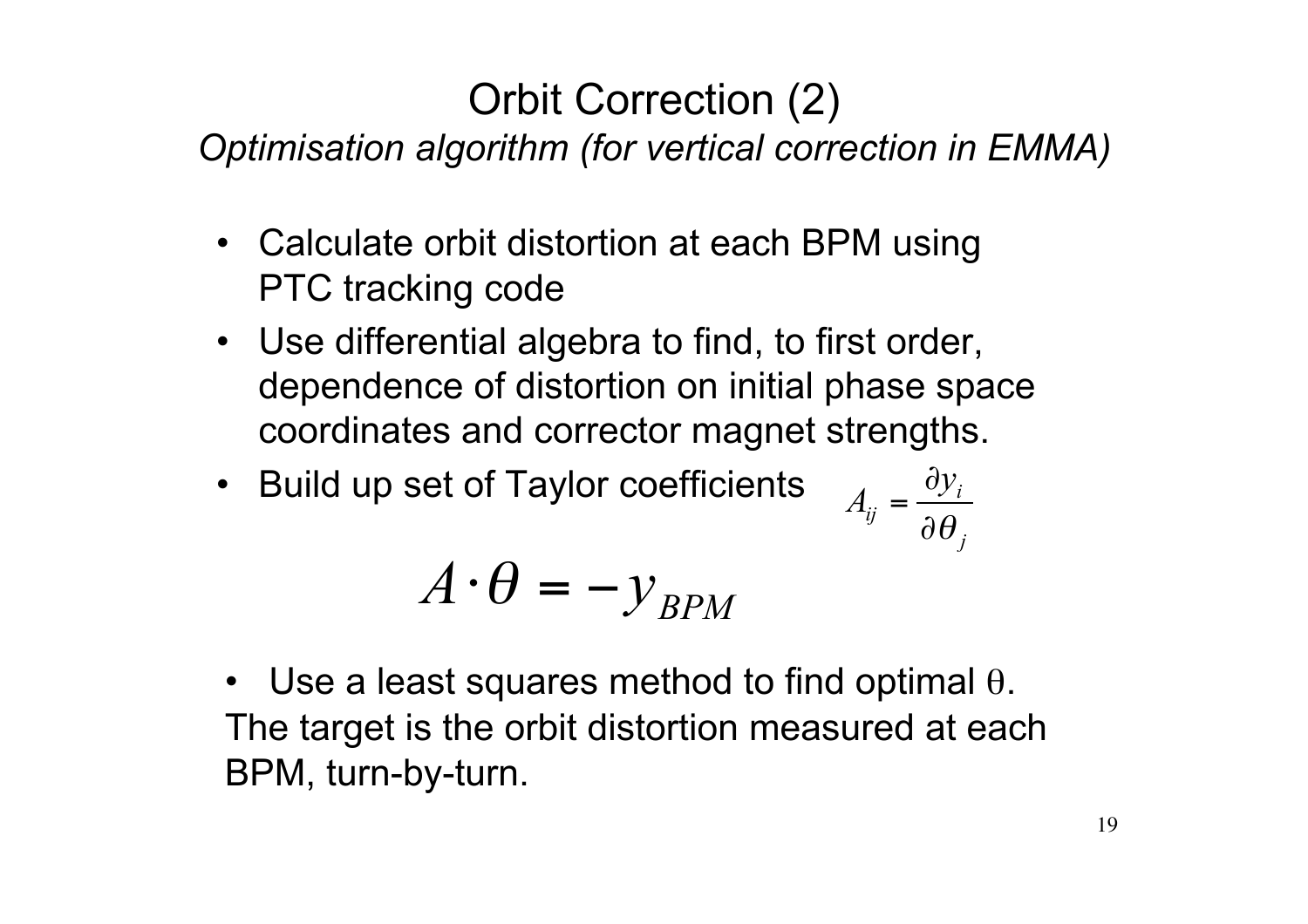# Orbit Correction (2)

*Optimisation algorithm (for vertical correction in EMMA)*

- Calculate orbit distortion at each BPM using PTC tracking code
- Use differential algebra to find, to first order, dependence of distortion on initial phase space coordinates and corrector magnet strengths.
- Build up set of Taylor coefficients $A_{ij} = \frac{\partial y_i}{\partial \theta_j}$

$$A \cdot \theta = -y_{BPM}$$

- Use a least squares method to find optimal $\theta$.

The target is the orbit distortion measured at each BPM, turn-by-turn.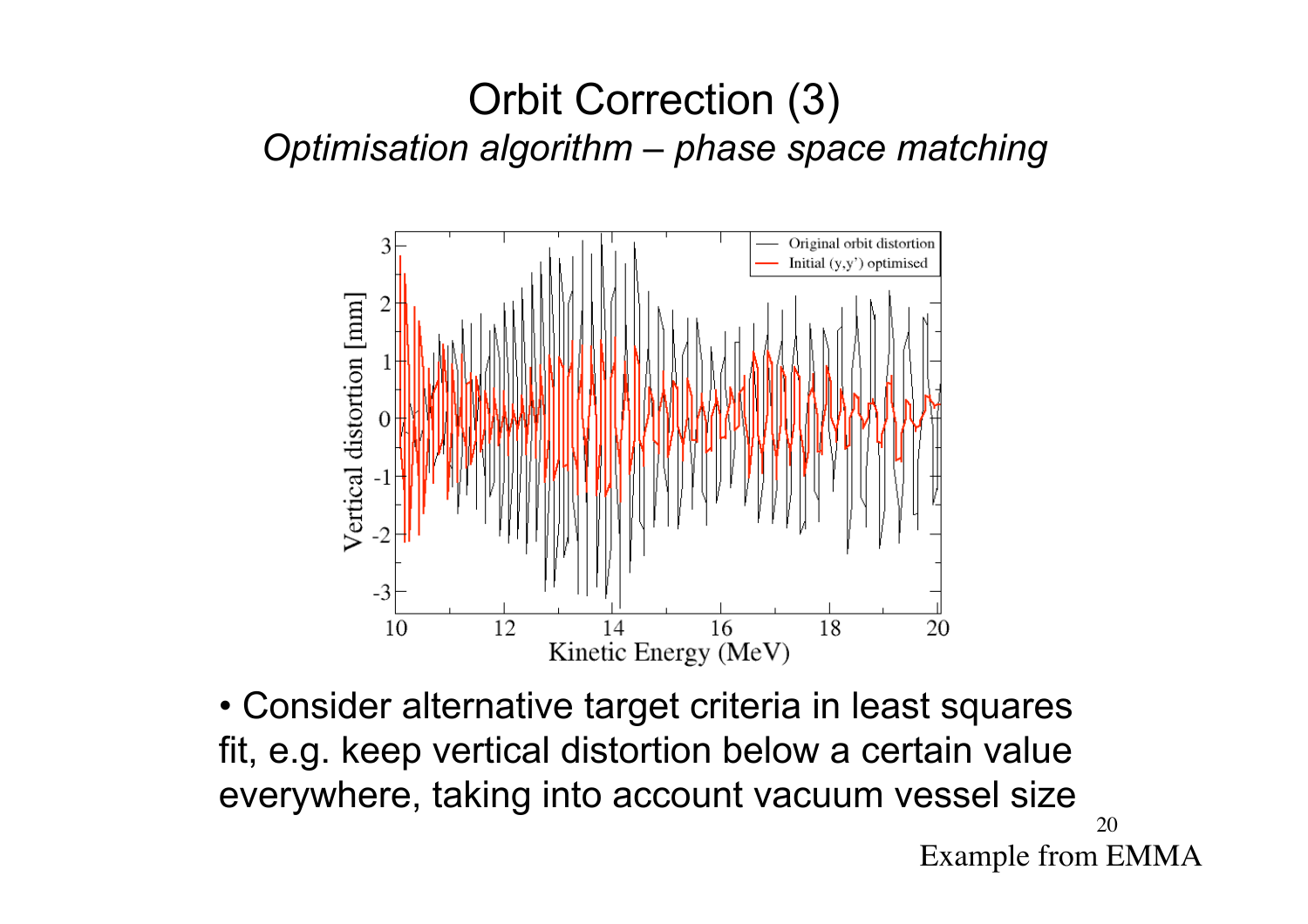# Orbit Correction (3)

*Optimisation algorithm – phase space matching*

- Consider alternative target criteria in least squares fit, e.g. keep vertical distortion below a certain value everywhere, taking into account vacuum vessel size

Example from EMMA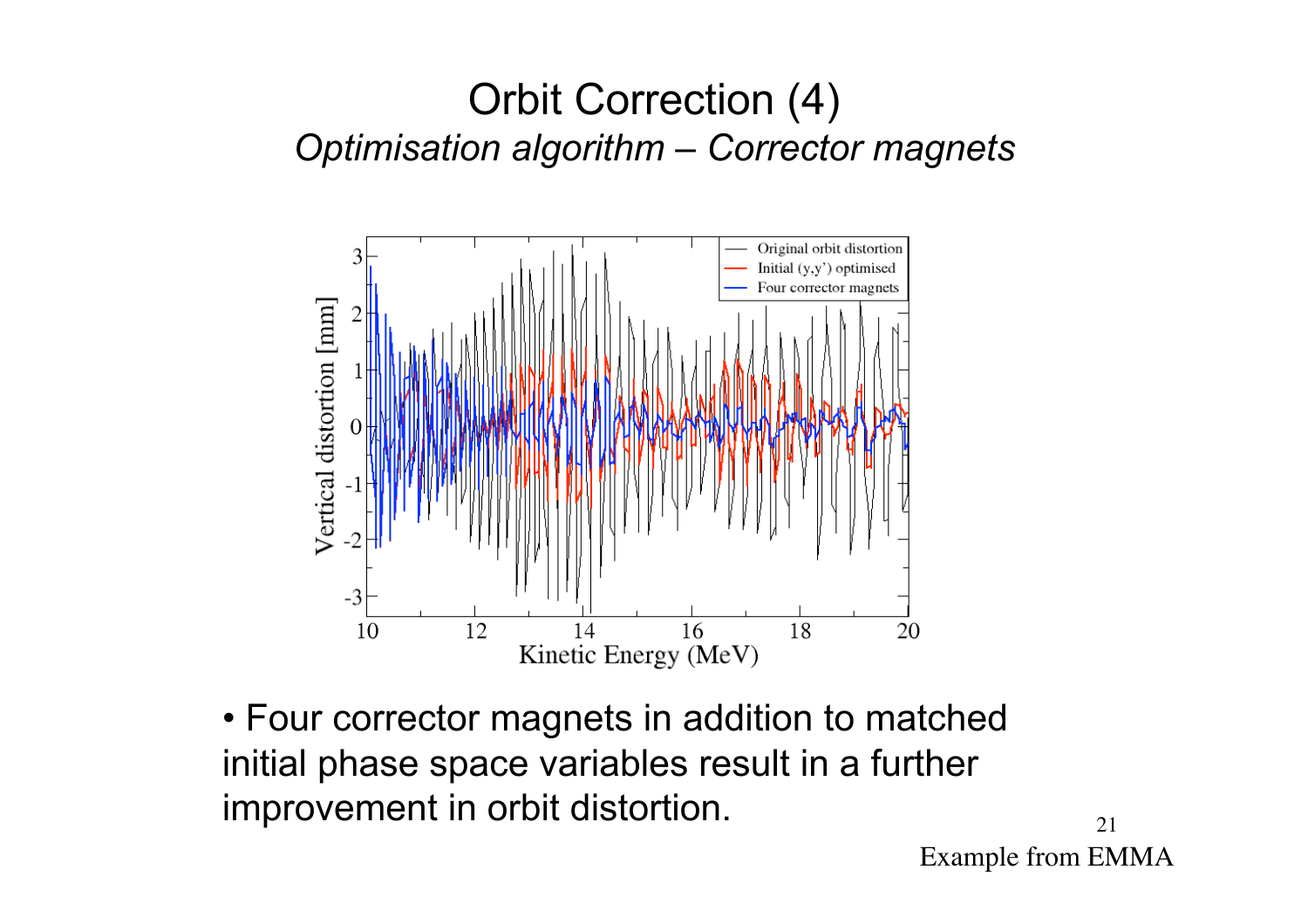# Orbit Correction (4)

*Optimisation algorithm – Corrector magnets*

- Four corrector magnets in addition to matched initial phase space variables result in a further improvement in orbit distortion.

Example from EMMA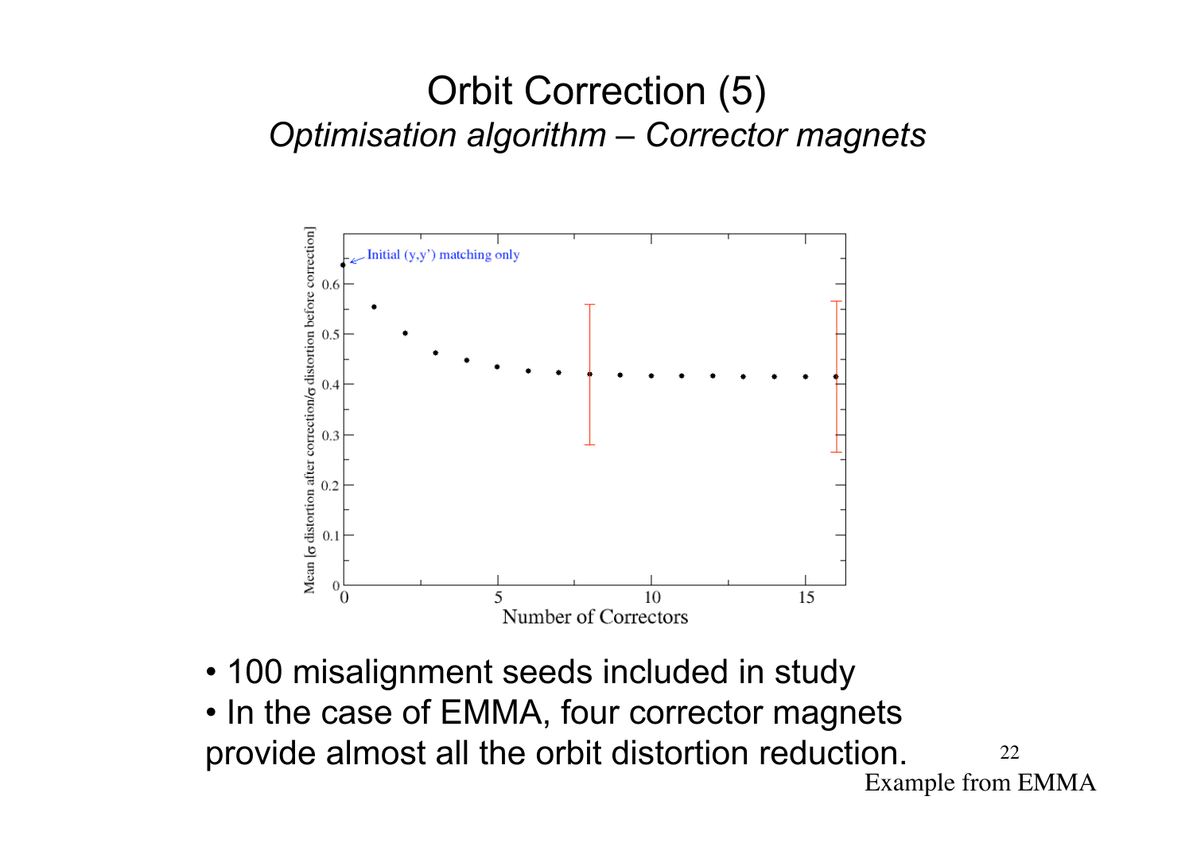# Orbit Correction (5)

*Optimisation algorithm – Corrector magnets*

- 100 misalignment seeds included in study
- In the case of EMMA, four corrector magnets provide almost all the orbit distortion reduction.

Example from EMMA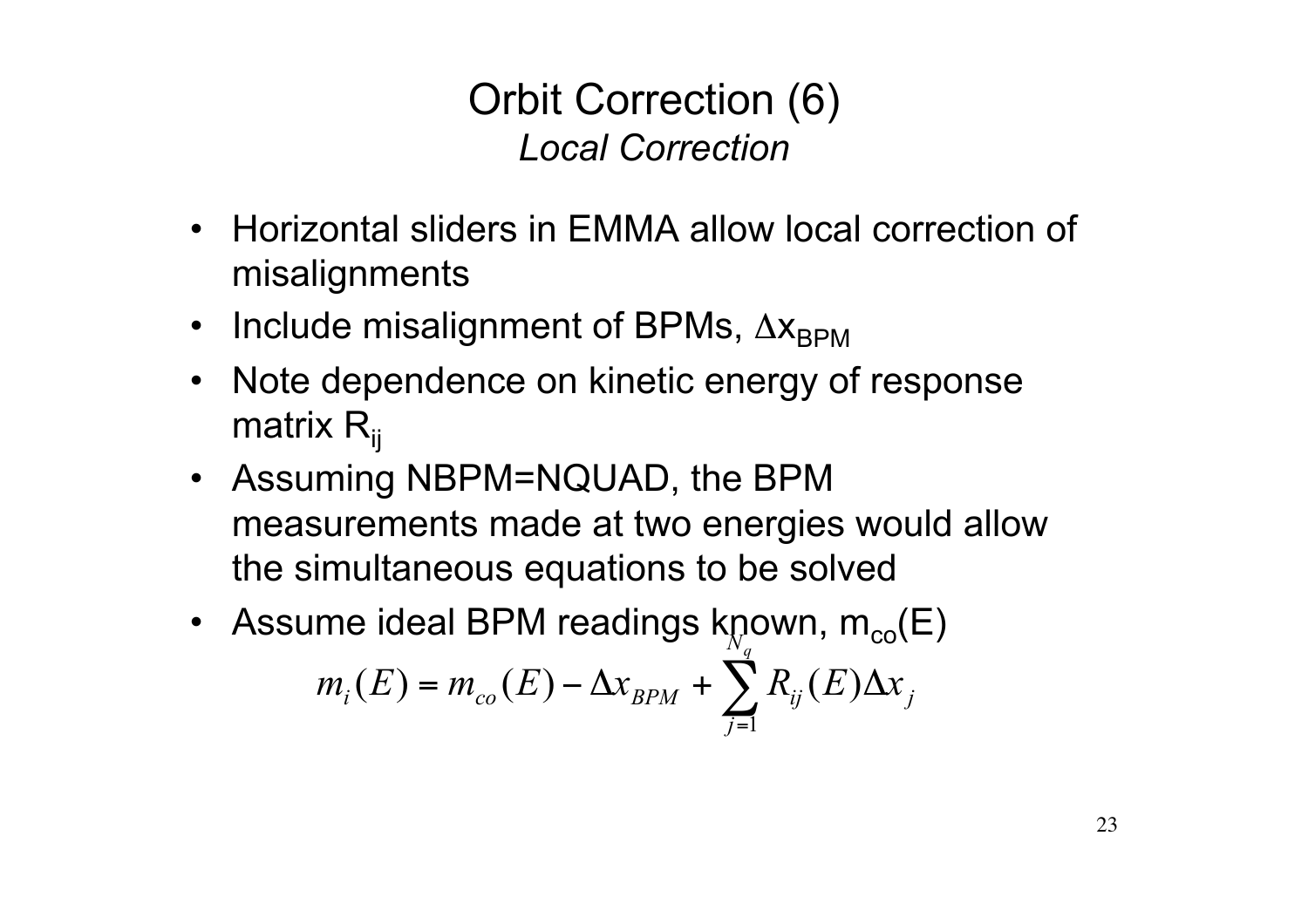# Orbit Correction (6)

## *Local Correction*

- Horizontal sliders in EMMA allow local correction of misalignments
- Include misalignment of BPMs, $\Delta x_{BPM}$
- Note dependence on kinetic energy of response matrix $R_{ij}$
- Assuming NBPM=NQUAD, the BPM measurements made at two energies would allow the simultaneous equations to be solved
- Assume ideal BPM readings known, $m_{co}(E)$

$$m_i(E) = m_{co}(E) - \Delta x_{BPM} + \sum_{j=1}^{N_q} R_{ij}(E)\Delta x_j$$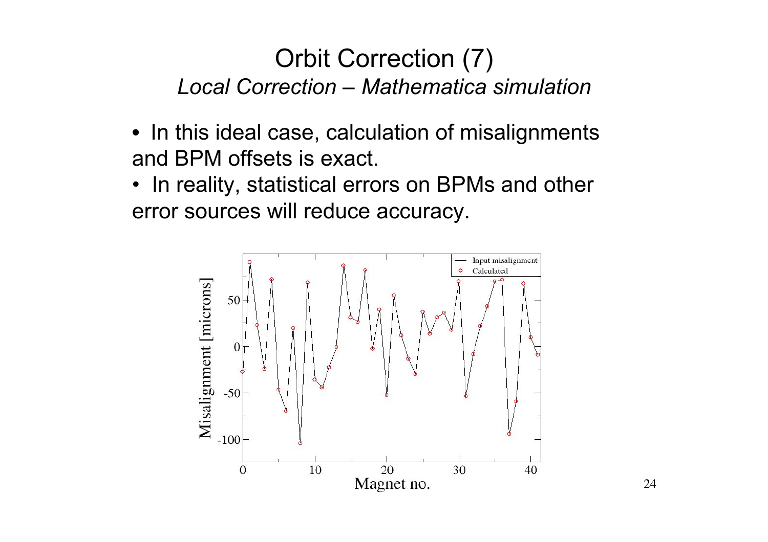# Orbit Correction (7)

## *Local Correction – Mathematica simulation*

- In this ideal case, calculation of misalignments and BPM offsets is exact.
- In reality, statistical errors on BPMs and other error sources will reduce accuracy.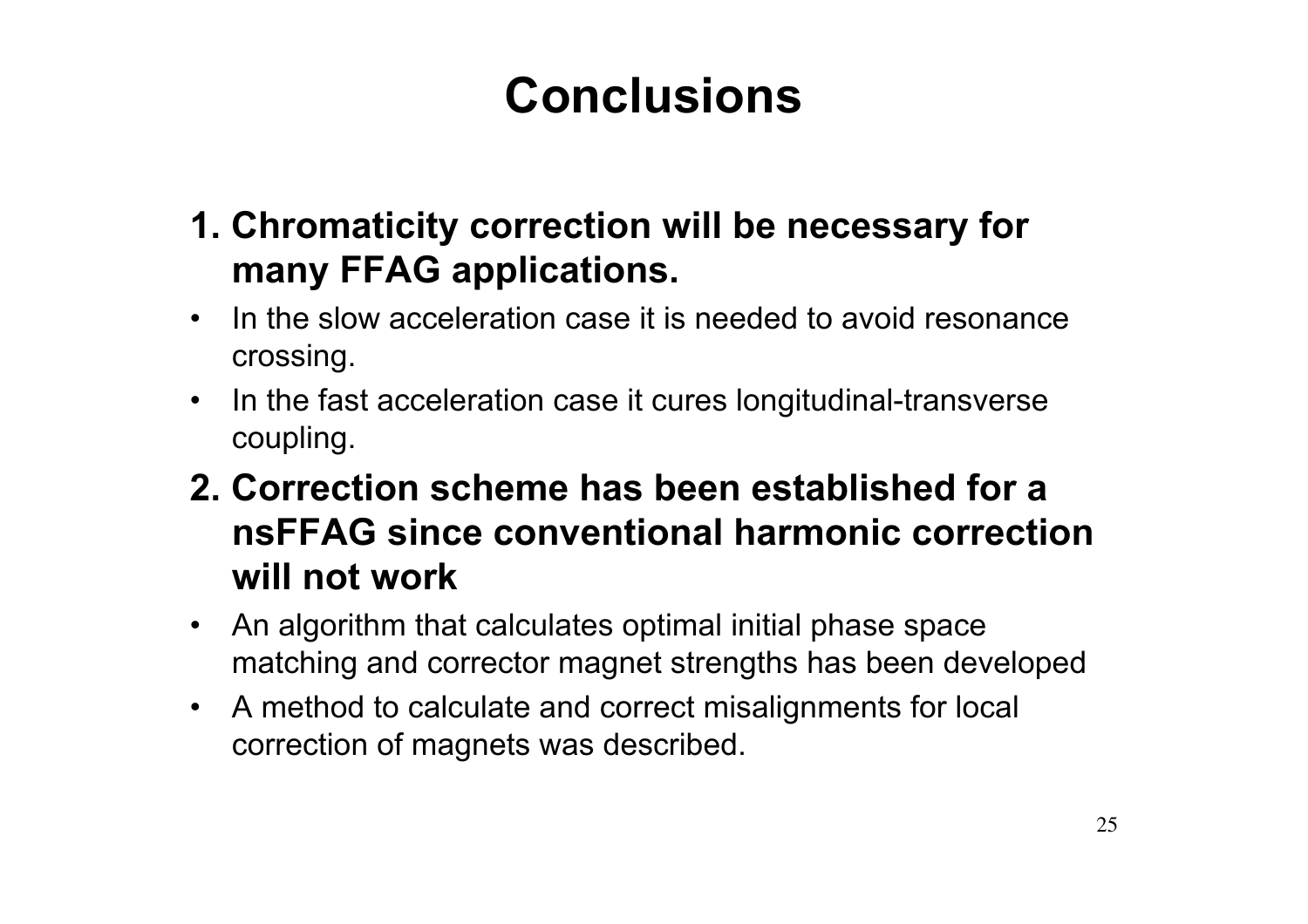# Conclusions

**1. Chromaticity correction will be necessary for many FFAG applications.**

- In the slow acceleration case it is needed to avoid resonance crossing.
- In the fast acceleration case it cures longitudinal-transverse coupling.

**2. Correction scheme has been established for a nsFFAG since conventional harmonic correction will not work**

- An algorithm that calculates optimal initial phase space matching and corrector magnet strengths has been developed
- A method to calculate and correct misalignments for local correction of magnets was described.